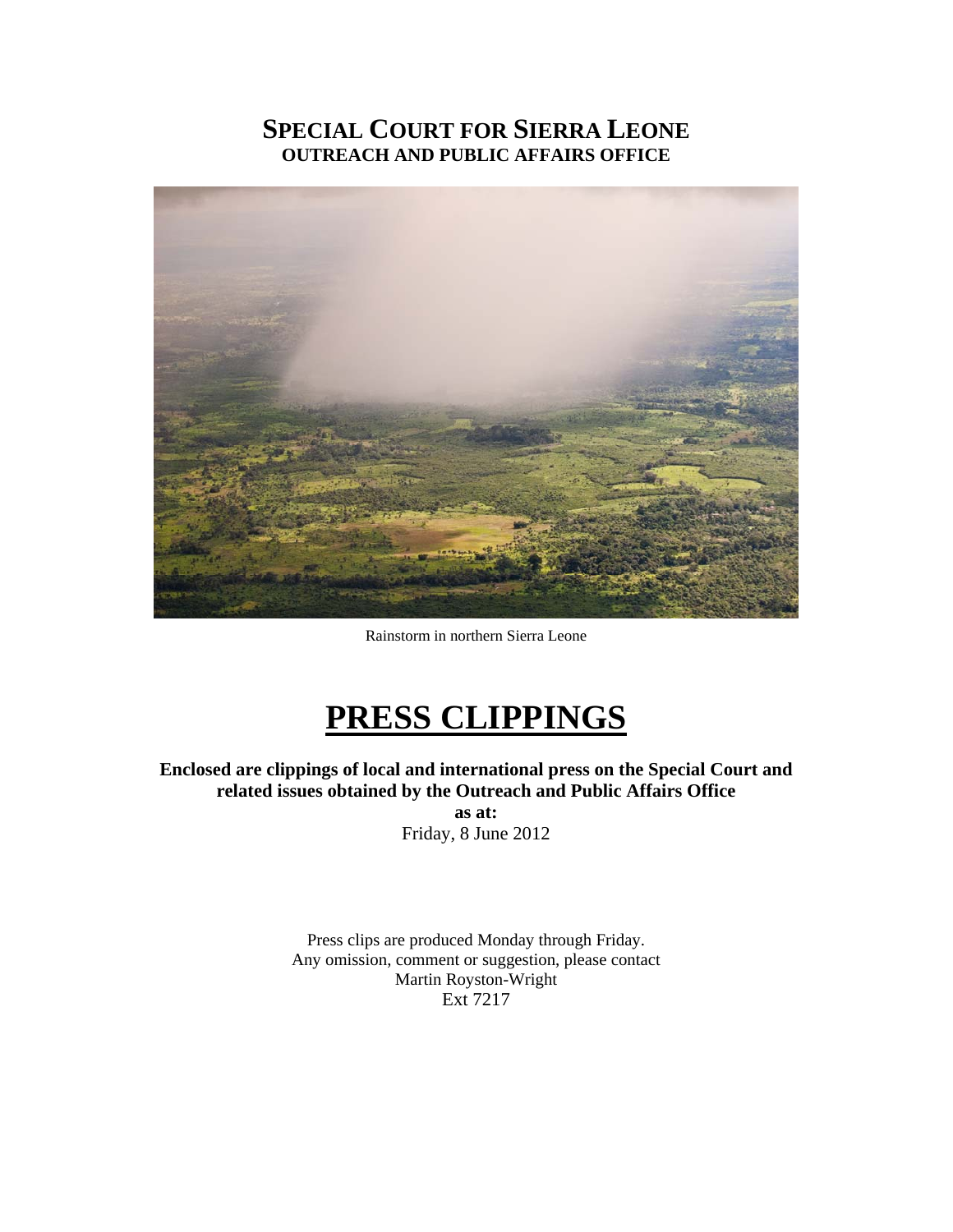# SPECIAL COURT FOR SIERRA LEONE
## OUTREACH AND PUBLIC AFFAIRS OFFICE

Rainstorm in northern Sierra Leone

# PRESS CLIPPINGS

**Enclosed are clippings of local and international press on the Special Court and related issues obtained by the Outreach and Public Affairs Office**

**as at:**

Friday, 8 June 2012

Press clips are produced Monday through Friday.
Any omission, comment or suggestion, please contact
Martin Royston-Wright
Ext 7217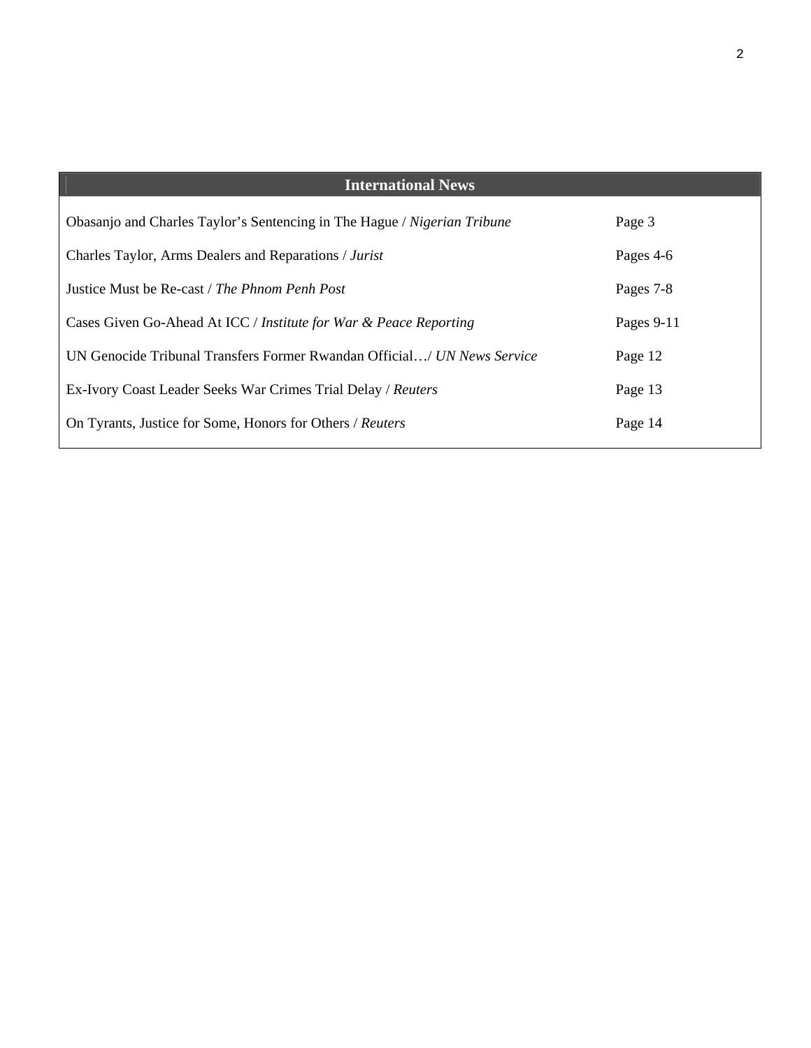## International News

| | |
|---|---|
| Obasanjo and Charles Taylor's Sentencing in The Hague / *Nigerian Tribune* | Page 3 |
| Charles Taylor, Arms Dealers and Reparations / *Jurist* | Pages 4-6 |
| Justice Must be Re-cast / *The Phnom Penh Post* | Pages 7-8 |
| Cases Given Go-Ahead At ICC / *Institute for War & Peace Reporting* | Pages 9-11 |
| UN Genocide Tribunal Transfers Former Rwandan Official…/ *UN News Service* | Page 12 |
| Ex-Ivory Coast Leader Seeks War Crimes Trial Delay / *Reuters* | Page 13 |
| On Tyrants, Justice for Some, Honors for Others / *Reuters* | Page 14 |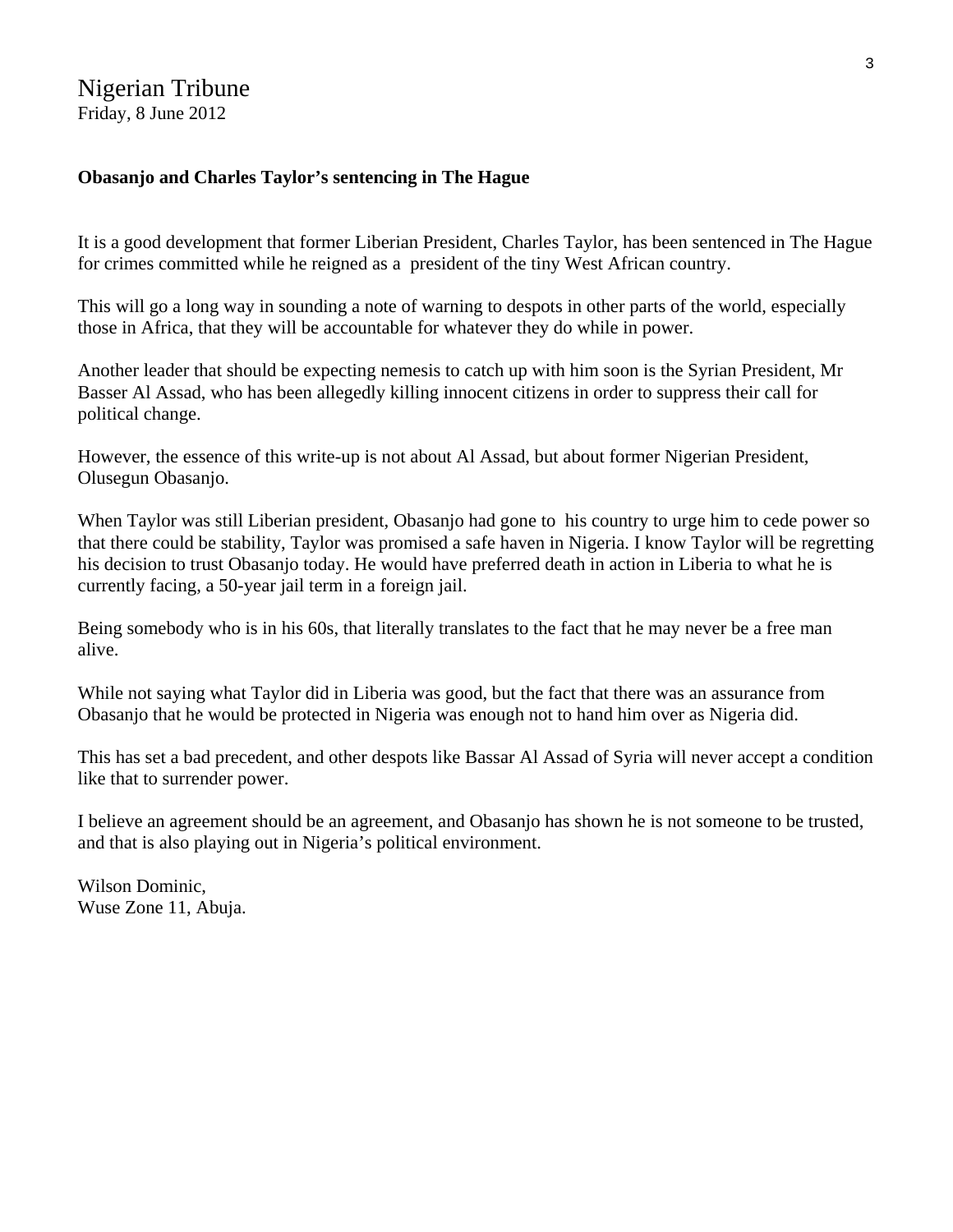Nigerian Tribune
Friday, 8 June 2012

**Obasanjo and Charles Taylor's sentencing in The Hague**

It is a good development that former Liberian President, Charles Taylor, has been sentenced in The Hague for crimes committed while he reigned as a president of the tiny West African country.

This will go a long way in sounding a note of warning to despots in other parts of the world, especially those in Africa, that they will be accountable for whatever they do while in power.

Another leader that should be expecting nemesis to catch up with him soon is the Syrian President, Mr Basser Al Assad, who has been allegedly killing innocent citizens in order to suppress their call for political change.

However, the essence of this write-up is not about Al Assad, but about former Nigerian President, Olusegun Obasanjo.

When Taylor was still Liberian president, Obasanjo had gone to his country to urge him to cede power so that there could be stability, Taylor was promised a safe haven in Nigeria. I know Taylor will be regretting his decision to trust Obasanjo today. He would have preferred death in action in Liberia to what he is currently facing, a 50-year jail term in a foreign jail.

Being somebody who is in his 60s, that literally translates to the fact that he may never be a free man alive.

While not saying what Taylor did in Liberia was good, but the fact that there was an assurance from Obasanjo that he would be protected in Nigeria was enough not to hand him over as Nigeria did.

This has set a bad precedent, and other despots like Bassar Al Assad of Syria will never accept a condition like that to surrender power.

I believe an agreement should be an agreement, and Obasanjo has shown he is not someone to be trusted, and that is also playing out in Nigeria's political environment.

Wilson Dominic,
Wuse Zone 11, Abuja.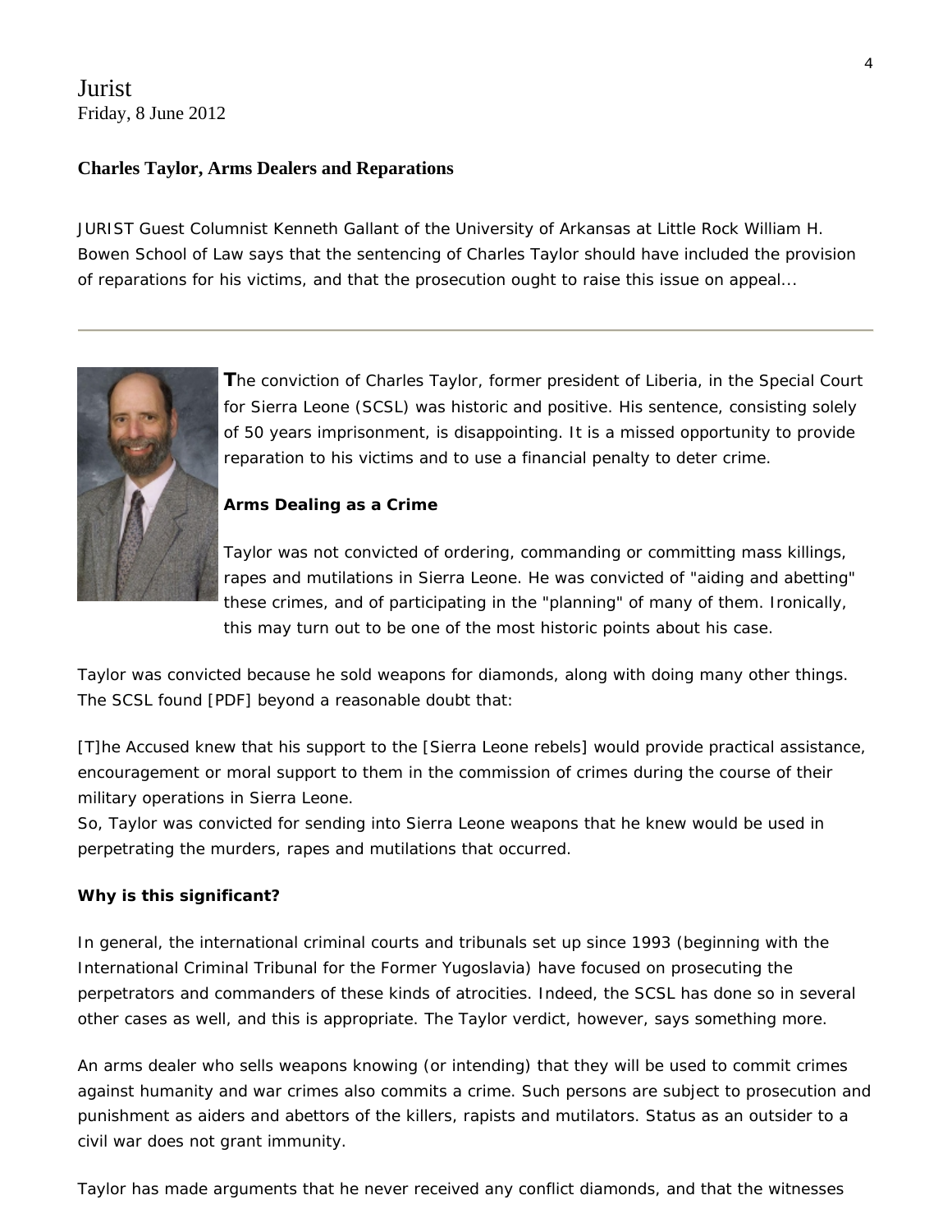Jurist
Friday, 8 June 2012

**Charles Taylor, Arms Dealers and Reparations**

*JURIST Guest Columnist Kenneth Gallant of the University of Arkansas at Little Rock William H. Bowen School of Law says that the sentencing of Charles Taylor should have included the provision of reparations for his victims, and that the prosecution ought to raise this issue on appeal...*

---

The conviction of Charles Taylor, former president of Liberia, in the Special Court for Sierra Leone (SCSL) was historic and positive. His sentence, consisting solely of 50 years imprisonment, is disappointing. It is a missed opportunity to provide reparation to his victims and to use a financial penalty to deter crime.

**Arms Dealing as a Crime**

Taylor was not convicted of ordering, commanding or committing mass killings, rapes and mutilations in Sierra Leone. He was convicted of "aiding and abetting" these crimes, and of participating in the "planning" of many of them. Ironically, this may turn out to be one of the most historic points about his case.

Taylor was convicted because he sold weapons for diamonds, along with doing many other things. The SCSL found [PDF] beyond a reasonable doubt that:

[T]he Accused knew that his support to the [Sierra Leone rebels] would provide practical assistance, encouragement or moral support to them in the commission of crimes during the course of their military operations in Sierra Leone.

So, Taylor was convicted for sending into Sierra Leone weapons that he knew would be used in perpetrating the murders, rapes and mutilations that occurred.

**Why is this significant?**

In general, the international criminal courts and tribunals set up since 1993 (beginning with the International Criminal Tribunal for the Former Yugoslavia) have focused on prosecuting the perpetrators and commanders of these kinds of atrocities. Indeed, the SCSL has done so in several other cases as well, and this is appropriate. The Taylor verdict, however, says something more.

An arms dealer who sells weapons knowing (or intending) that they will be used to commit crimes against humanity and war crimes also commits a crime. Such persons are subject to prosecution and punishment as aiders and abettors of the killers, rapists and mutilators. Status as an outsider to a civil war does not grant immunity.

Taylor has made arguments that he never received any conflict diamonds, and that the witnesses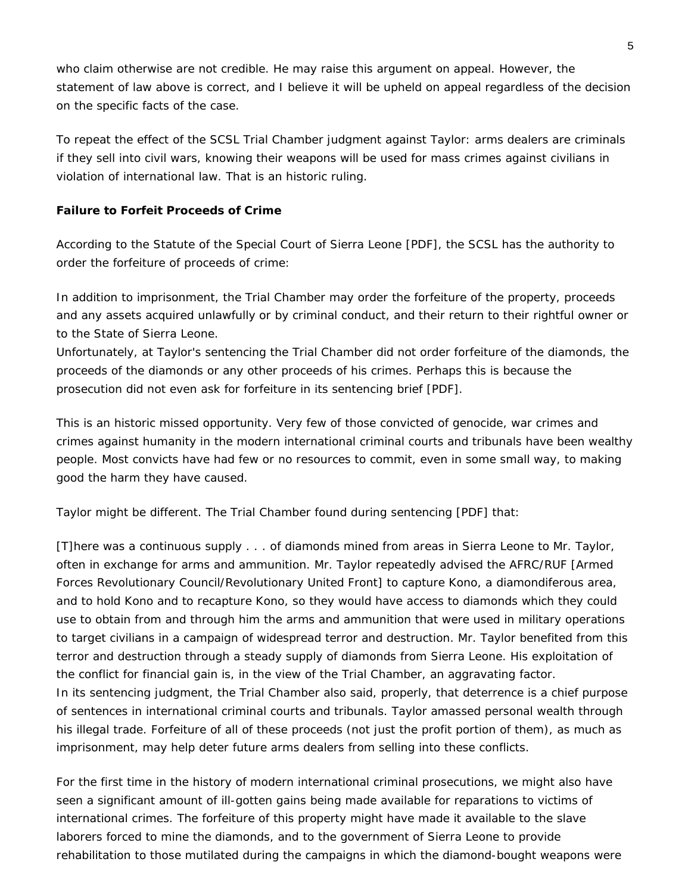who claim otherwise are not credible. He may raise this argument on appeal. However, the statement of law above is correct, and I believe it will be upheld on appeal regardless of the decision on the specific facts of the case.

To repeat the effect of the SCSL Trial Chamber judgment against Taylor: arms dealers are criminals if they sell into civil wars, knowing their weapons will be used for mass crimes against civilians in violation of international law. That is an historic ruling.

**Failure to Forfeit Proceeds of Crime**

According to the Statute of the Special Court of Sierra Leone [PDF], the SCSL has the authority to order the forfeiture of proceeds of crime:

In addition to imprisonment, the Trial Chamber may order the forfeiture of the property, proceeds and any assets acquired unlawfully or by criminal conduct, and their return to their rightful owner or to the State of Sierra Leone.

Unfortunately, at Taylor's sentencing the Trial Chamber did not order forfeiture of the diamonds, the proceeds of the diamonds or any other proceeds of his crimes. Perhaps this is because the prosecution did not even ask for forfeiture in its sentencing brief [PDF].

This is an historic missed opportunity. Very few of those convicted of genocide, war crimes and crimes against humanity in the modern international criminal courts and tribunals have been wealthy people. Most convicts have had few or no resources to commit, even in some small way, to making good the harm they have caused.

Taylor might be different. The Trial Chamber found during sentencing [PDF] that:

[T]here was a continuous supply . . . of diamonds mined from areas in Sierra Leone to Mr. Taylor, often in exchange for arms and ammunition. Mr. Taylor repeatedly advised the AFRC/RUF [Armed Forces Revolutionary Council/Revolutionary United Front] to capture Kono, a diamondiferous area, and to hold Kono and to recapture Kono, so they would have access to diamonds which they could use to obtain from and through him the arms and ammunition that were used in military operations to target civilians in a campaign of widespread terror and destruction. Mr. Taylor benefited from this terror and destruction through a steady supply of diamonds from Sierra Leone. His exploitation of the conflict for financial gain is, in the view of the Trial Chamber, an aggravating factor.

In its sentencing judgment, the Trial Chamber also said, properly, that deterrence is a chief purpose of sentences in international criminal courts and tribunals. Taylor amassed personal wealth through his illegal trade. Forfeiture of all of these proceeds (not just the profit portion of them), as much as imprisonment, may help deter future arms dealers from selling into these conflicts.

For the first time in the history of modern international criminal prosecutions, we might also have seen a significant amount of ill-gotten gains being made available for reparations to victims of international crimes. The forfeiture of this property might have made it available to the slave laborers forced to mine the diamonds, and to the government of Sierra Leone to provide rehabilitation to those mutilated during the campaigns in which the diamond-bought weapons were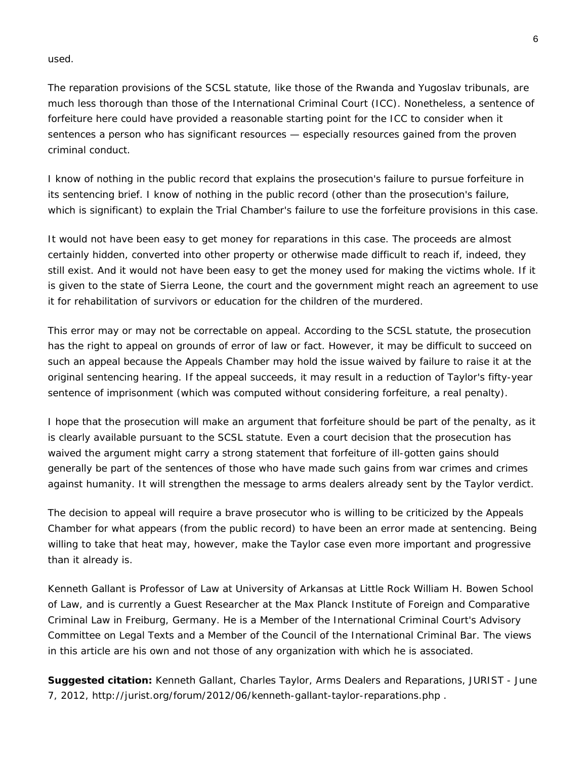used.

The reparation provisions of the SCSL statute, like those of the Rwanda and Yugoslav tribunals, are much less thorough than those of the International Criminal Court (ICC). Nonetheless, a sentence of forfeiture here could have provided a reasonable starting point for the ICC to consider when it sentences a person who has significant resources — especially resources gained from the proven criminal conduct.

I know of nothing in the public record that explains the prosecution's failure to pursue forfeiture in its sentencing brief. I know of nothing in the public record (other than the prosecution's failure, which is significant) to explain the Trial Chamber's failure to use the forfeiture provisions in this case.

It would not have been easy to get money for reparations in this case. The proceeds are almost certainly hidden, converted into other property or otherwise made difficult to reach if, indeed, they still exist. And it would not have been easy to get the money used for making the victims whole. If it is given to the state of Sierra Leone, the court and the government might reach an agreement to use it for rehabilitation of survivors or education for the children of the murdered.

This error may or may not be correctable on appeal. According to the SCSL statute, the prosecution has the right to appeal on grounds of error of law or fact. However, it may be difficult to succeed on such an appeal because the Appeals Chamber may hold the issue waived by failure to raise it at the original sentencing hearing. If the appeal succeeds, it may result in a reduction of Taylor's fifty-year sentence of imprisonment (which was computed without considering forfeiture, a real penalty).

I hope that the prosecution will make an argument that forfeiture should be part of the penalty, as it is clearly available pursuant to the SCSL statute. Even a court decision that the prosecution has waived the argument might carry a strong statement that forfeiture of ill-gotten gains should generally be part of the sentences of those who have made such gains from war crimes and crimes against humanity. It will strengthen the message to arms dealers already sent by the Taylor verdict.

The decision to appeal will require a brave prosecutor who is willing to be criticized by the Appeals Chamber for what appears (from the public record) to have been an error made at sentencing. Being willing to take that heat may, however, make the Taylor case even more important and progressive than it already is.

Kenneth Gallant is Professor of Law at University of Arkansas at Little Rock William H. Bowen School of Law, and is currently a Guest Researcher at the Max Planck Institute of Foreign and Comparative Criminal Law in Freiburg, Germany. He is a Member of the International Criminal Court's Advisory Committee on Legal Texts and a Member of the Council of the International Criminal Bar. The views in this article are his own and not those of any organization with which he is associated.

**Suggested citation:** Kenneth Gallant, Charles Taylor, Arms Dealers and Reparations, JURIST - June 7, 2012, http://jurist.org/forum/2012/06/kenneth-gallant-taylor-reparations.php .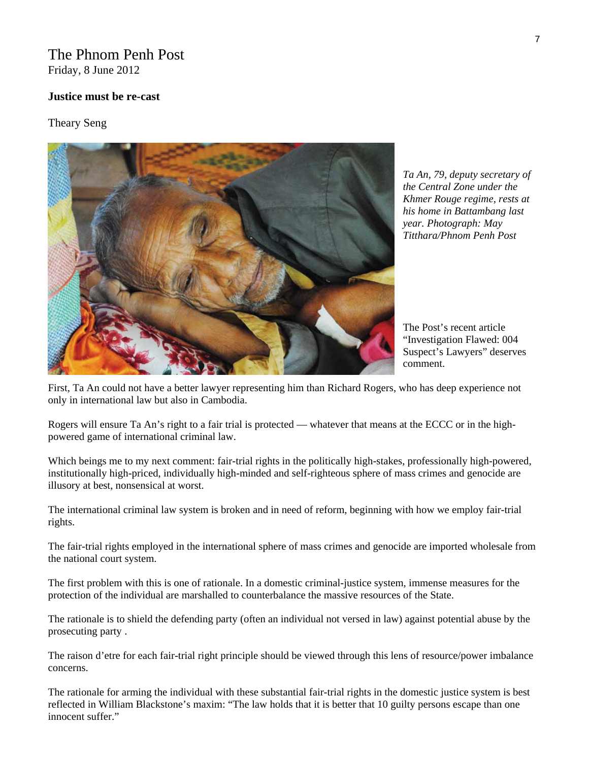The Phnom Penh Post
Friday, 8 June 2012

**Justice must be re-cast**

Theary Seng

*Ta An, 79, deputy secretary of the Central Zone under the Khmer Rouge regime, rests at his home in Battambang last year. Photograph: May Titthara/Phnom Penh Post*

The Post's recent article "Investigation Flawed: 004 Suspect's Lawyers" deserves comment.

First, Ta An could not have a better lawyer representing him than Richard Rogers, who has deep experience not only in international law but also in Cambodia.

Rogers will ensure Ta An's right to a fair trial is protected — whatever that means at the ECCC or in the high-powered game of international criminal law.

Which beings me to my next comment: fair-trial rights in the politically high-stakes, professionally high-powered, institutionally high-priced, individually high-minded and self-righteous sphere of mass crimes and genocide are illusory at best, nonsensical at worst.

The international criminal law system is broken and in need of reform, beginning with how we employ fair-trial rights.

The fair-trial rights employed in the international sphere of mass crimes and genocide are imported wholesale from the national court system.

The first problem with this is one of rationale. In a domestic criminal-justice system, immense measures for the protection of the individual are marshalled to counterbalance the massive resources of the State.

The rationale is to shield the defending party (often an individual not versed in law) against potential abuse by the prosecuting party .

The raison d'etre for each fair-trial right principle should be viewed through this lens of resource/power imbalance concerns.

The rationale for arming the individual with these substantial fair-trial rights in the domestic justice system is best reflected in William Blackstone's maxim: "The law holds that it is better that 10 guilty persons escape than one innocent suffer."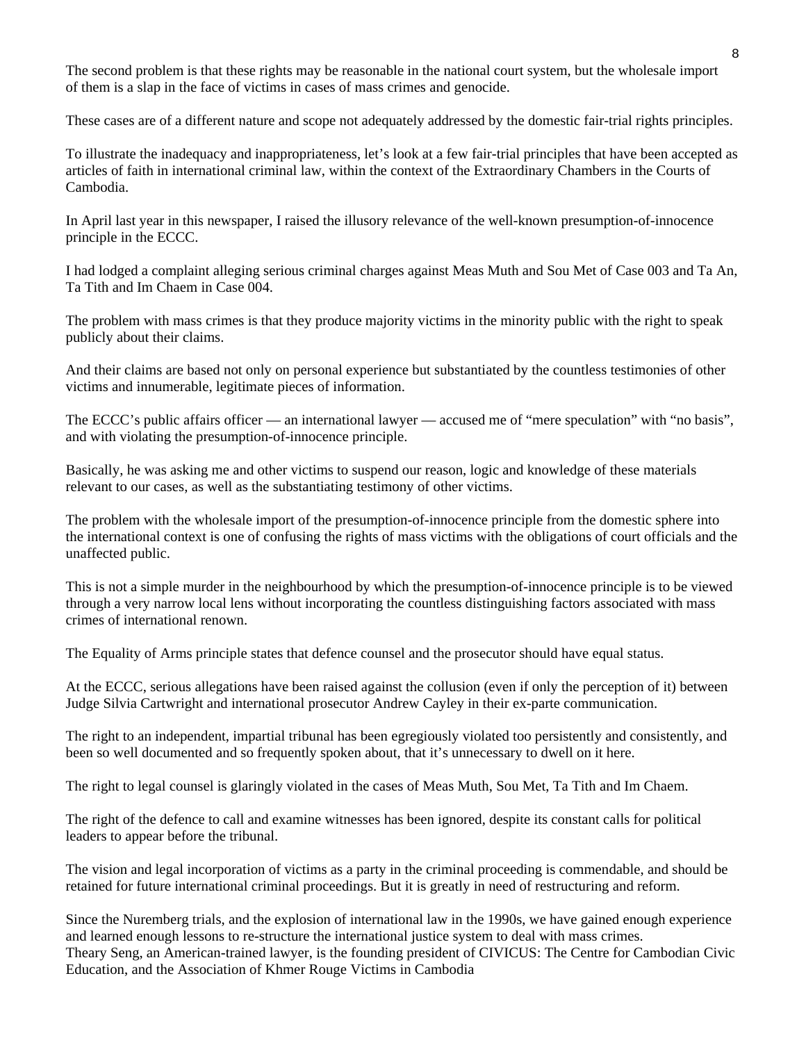The second problem is that these rights may be reasonable in the national court system, but the wholesale import of them is a slap in the face of victims in cases of mass crimes and genocide.

These cases are of a different nature and scope not adequately addressed by the domestic fair-trial rights principles.

To illustrate the inadequacy and inappropriateness, let's look at a few fair-trial principles that have been accepted as articles of faith in international criminal law, within the context of the Extraordinary Chambers in the Courts of Cambodia.

In April last year in this newspaper, I raised the illusory relevance of the well-known presumption-of-innocence principle in the ECCC.

I had lodged a complaint alleging serious criminal charges against Meas Muth and Sou Met of Case 003 and Ta An, Ta Tith and Im Chaem in Case 004.

The problem with mass crimes is that they produce majority victims in the minority public with the right to speak publicly about their claims.

And their claims are based not only on personal experience but substantiated by the countless testimonies of other victims and innumerable, legitimate pieces of information.

The ECCC's public affairs officer — an international lawyer — accused me of "mere speculation" with "no basis", and with violating the presumption-of-innocence principle.

Basically, he was asking me and other victims to suspend our reason, logic and knowledge of these materials relevant to our cases, as well as the substantiating testimony of other victims.

The problem with the wholesale import of the presumption-of-innocence principle from the domestic sphere into the international context is one of confusing the rights of mass victims with the obligations of court officials and the unaffected public.

This is not a simple murder in the neighbourhood by which the presumption-of-innocence principle is to be viewed through a very narrow local lens without incorporating the countless distinguishing factors associated with mass crimes of international renown.

The Equality of Arms principle states that defence counsel and the prosecutor should have equal status.

At the ECCC, serious allegations have been raised against the collusion (even if only the perception of it) between Judge Silvia Cartwright and international prosecutor Andrew Cayley in their ex-parte communication.

The right to an independent, impartial tribunal has been egregiously violated too persistently and consistently, and been so well documented and so frequently spoken about, that it's unnecessary to dwell on it here.

The right to legal counsel is glaringly violated in the cases of Meas Muth, Sou Met, Ta Tith and Im Chaem.

The right of the defence to call and examine witnesses has been ignored, despite its constant calls for political leaders to appear before the tribunal.

The vision and legal incorporation of victims as a party in the criminal proceeding is commendable, and should be retained for future international criminal proceedings. But it is greatly in need of restructuring and reform.

Since the Nuremberg trials, and the explosion of international law in the 1990s, we have gained enough experience and learned enough lessons to re-structure the international justice system to deal with mass crimes.
Theary Seng, an American-trained lawyer, is the founding president of CIVICUS: The Centre for Cambodian Civic Education, and the Association of Khmer Rouge Victims in Cambodia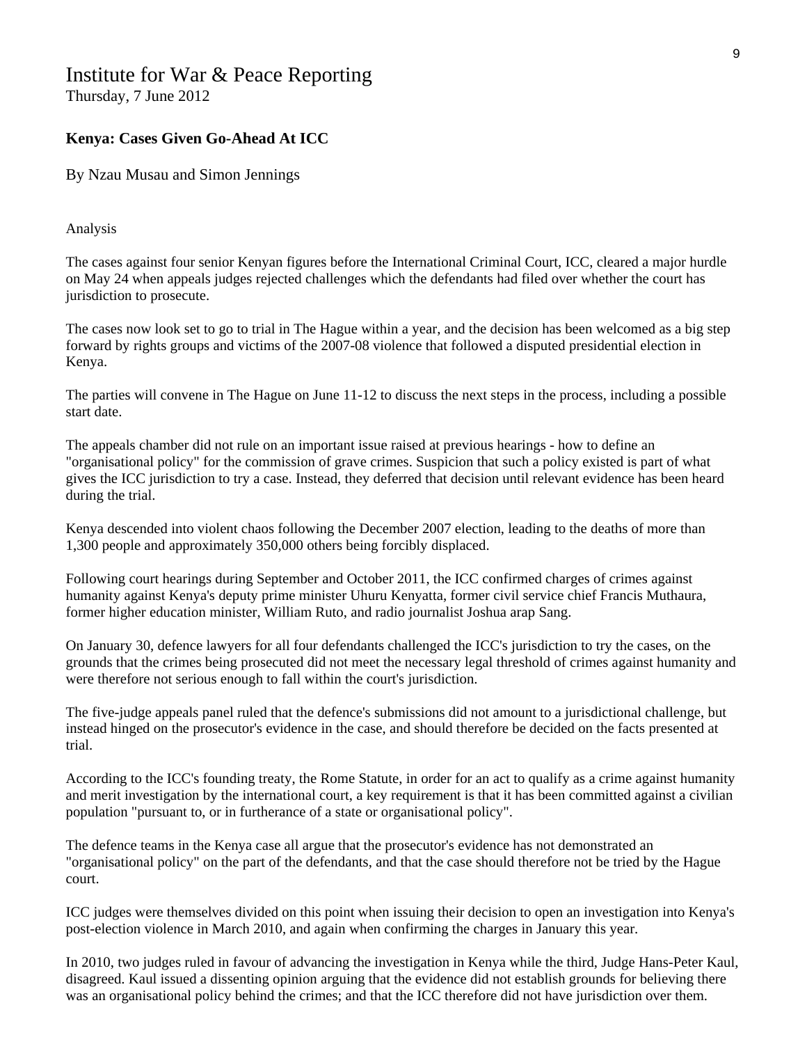# Institute for War & Peace Reporting

Thursday, 7 June 2012

## Kenya: Cases Given Go-Ahead At ICC

By Nzau Musau and Simon Jennings

Analysis

The cases against four senior Kenyan figures before the International Criminal Court, ICC, cleared a major hurdle on May 24 when appeals judges rejected challenges which the defendants had filed over whether the court has jurisdiction to prosecute.

The cases now look set to go to trial in The Hague within a year, and the decision has been welcomed as a big step forward by rights groups and victims of the 2007-08 violence that followed a disputed presidential election in Kenya.

The parties will convene in The Hague on June 11-12 to discuss the next steps in the process, including a possible start date.

The appeals chamber did not rule on an important issue raised at previous hearings - how to define an "organisational policy" for the commission of grave crimes. Suspicion that such a policy existed is part of what gives the ICC jurisdiction to try a case. Instead, they deferred that decision until relevant evidence has been heard during the trial.

Kenya descended into violent chaos following the December 2007 election, leading to the deaths of more than 1,300 people and approximately 350,000 others being forcibly displaced.

Following court hearings during September and October 2011, the ICC confirmed charges of crimes against humanity against Kenya's deputy prime minister Uhuru Kenyatta, former civil service chief Francis Muthaura, former higher education minister, William Ruto, and radio journalist Joshua arap Sang.

On January 30, defence lawyers for all four defendants challenged the ICC's jurisdiction to try the cases, on the grounds that the crimes being prosecuted did not meet the necessary legal threshold of crimes against humanity and were therefore not serious enough to fall within the court's jurisdiction.

The five-judge appeals panel ruled that the defence's submissions did not amount to a jurisdictional challenge, but instead hinged on the prosecutor's evidence in the case, and should therefore be decided on the facts presented at trial.

According to the ICC's founding treaty, the Rome Statute, in order for an act to qualify as a crime against humanity and merit investigation by the international court, a key requirement is that it has been committed against a civilian population "pursuant to, or in furtherance of a state or organisational policy".

The defence teams in the Kenya case all argue that the prosecutor's evidence has not demonstrated an "organisational policy" on the part of the defendants, and that the case should therefore not be tried by the Hague court.

ICC judges were themselves divided on this point when issuing their decision to open an investigation into Kenya's post-election violence in March 2010, and again when confirming the charges in January this year.

In 2010, two judges ruled in favour of advancing the investigation in Kenya while the third, Judge Hans-Peter Kaul, disagreed. Kaul issued a dissenting opinion arguing that the evidence did not establish grounds for believing there was an organisational policy behind the crimes; and that the ICC therefore did not have jurisdiction over them.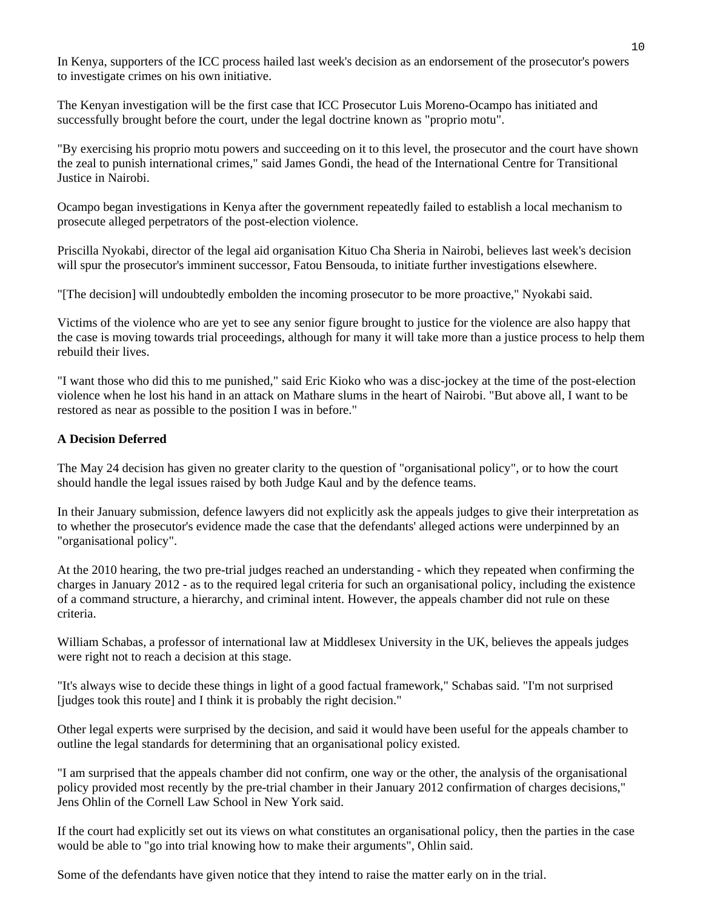In Kenya, supporters of the ICC process hailed last week's decision as an endorsement of the prosecutor's powers to investigate crimes on his own initiative.

The Kenyan investigation will be the first case that ICC Prosecutor Luis Moreno-Ocampo has initiated and successfully brought before the court, under the legal doctrine known as "proprio motu".

"By exercising his proprio motu powers and succeeding on it to this level, the prosecutor and the court have shown the zeal to punish international crimes," said James Gondi, the head of the International Centre for Transitional Justice in Nairobi.

Ocampo began investigations in Kenya after the government repeatedly failed to establish a local mechanism to prosecute alleged perpetrators of the post-election violence.

Priscilla Nyokabi, director of the legal aid organisation Kituo Cha Sheria in Nairobi, believes last week's decision will spur the prosecutor's imminent successor, Fatou Bensouda, to initiate further investigations elsewhere.

"[The decision] will undoubtedly embolden the incoming prosecutor to be more proactive," Nyokabi said.

Victims of the violence who are yet to see any senior figure brought to justice for the violence are also happy that the case is moving towards trial proceedings, although for many it will take more than a justice process to help them rebuild their lives.

"I want those who did this to me punished," said Eric Kioko who was a disc-jockey at the time of the post-election violence when he lost his hand in an attack on Mathare slums in the heart of Nairobi. "But above all, I want to be restored as near as possible to the position I was in before."

**A Decision Deferred**

The May 24 decision has given no greater clarity to the question of "organisational policy", or to how the court should handle the legal issues raised by both Judge Kaul and by the defence teams.

In their January submission, defence lawyers did not explicitly ask the appeals judges to give their interpretation as to whether the prosecutor's evidence made the case that the defendants' alleged actions were underpinned by an "organisational policy".

At the 2010 hearing, the two pre-trial judges reached an understanding - which they repeated when confirming the charges in January 2012 - as to the required legal criteria for such an organisational policy, including the existence of a command structure, a hierarchy, and criminal intent. However, the appeals chamber did not rule on these criteria.

William Schabas, a professor of international law at Middlesex University in the UK, believes the appeals judges were right not to reach a decision at this stage.

"It's always wise to decide these things in light of a good factual framework," Schabas said. "I'm not surprised [judges took this route] and I think it is probably the right decision."

Other legal experts were surprised by the decision, and said it would have been useful for the appeals chamber to outline the legal standards for determining that an organisational policy existed.

"I am surprised that the appeals chamber did not confirm, one way or the other, the analysis of the organisational policy provided most recently by the pre-trial chamber in their January 2012 confirmation of charges decisions," Jens Ohlin of the Cornell Law School in New York said.

If the court had explicitly set out its views on what constitutes an organisational policy, then the parties in the case would be able to "go into trial knowing how to make their arguments", Ohlin said.

Some of the defendants have given notice that they intend to raise the matter early on in the trial.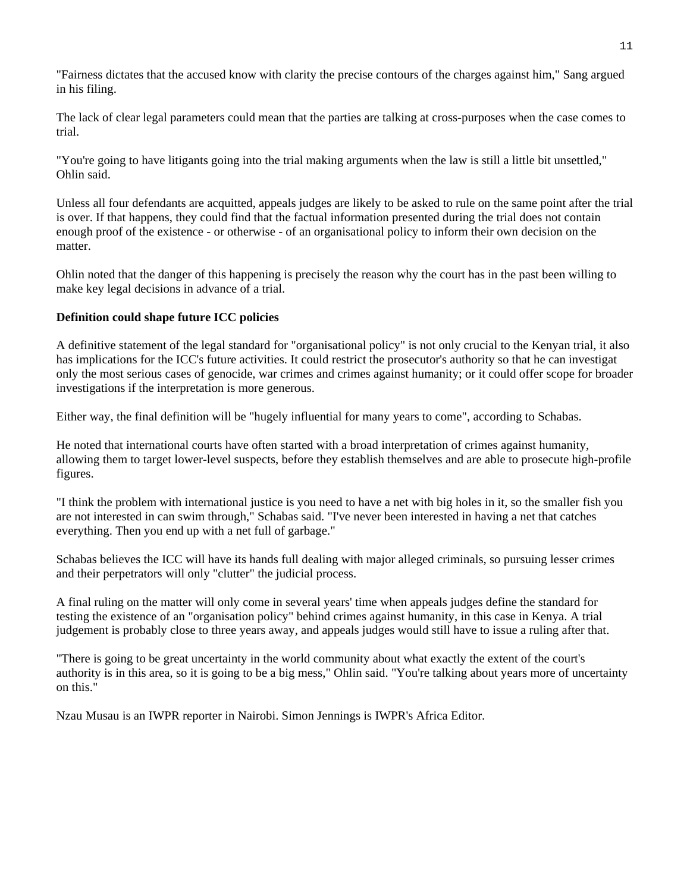"Fairness dictates that the accused know with clarity the precise contours of the charges against him," Sang argued in his filing.

The lack of clear legal parameters could mean that the parties are talking at cross-purposes when the case comes to trial.

"You're going to have litigants going into the trial making arguments when the law is still a little bit unsettled," Ohlin said.

Unless all four defendants are acquitted, appeals judges are likely to be asked to rule on the same point after the trial is over. If that happens, they could find that the factual information presented during the trial does not contain enough proof of the existence - or otherwise - of an organisational policy to inform their own decision on the matter.

Ohlin noted that the danger of this happening is precisely the reason why the court has in the past been willing to make key legal decisions in advance of a trial.

**Definition could shape future ICC policies**

A definitive statement of the legal standard for "organisational policy" is not only crucial to the Kenyan trial, it also has implications for the ICC's future activities. It could restrict the prosecutor's authority so that he can investigat only the most serious cases of genocide, war crimes and crimes against humanity; or it could offer scope for broader investigations if the interpretation is more generous.

Either way, the final definition will be "hugely influential for many years to come", according to Schabas.

He noted that international courts have often started with a broad interpretation of crimes against humanity, allowing them to target lower-level suspects, before they establish themselves and are able to prosecute high-profile figures.

"I think the problem with international justice is you need to have a net with big holes in it, so the smaller fish you are not interested in can swim through," Schabas said. "I've never been interested in having a net that catches everything. Then you end up with a net full of garbage."

Schabas believes the ICC will have its hands full dealing with major alleged criminals, so pursuing lesser crimes and their perpetrators will only "clutter" the judicial process.

A final ruling on the matter will only come in several years' time when appeals judges define the standard for testing the existence of an "organisation policy" behind crimes against humanity, in this case in Kenya. A trial judgement is probably close to three years away, and appeals judges would still have to issue a ruling after that.

"There is going to be great uncertainty in the world community about what exactly the extent of the court's authority is in this area, so it is going to be a big mess," Ohlin said. "You're talking about years more of uncertainty on this."

Nzau Musau is an IWPR reporter in Nairobi. Simon Jennings is IWPR's Africa Editor.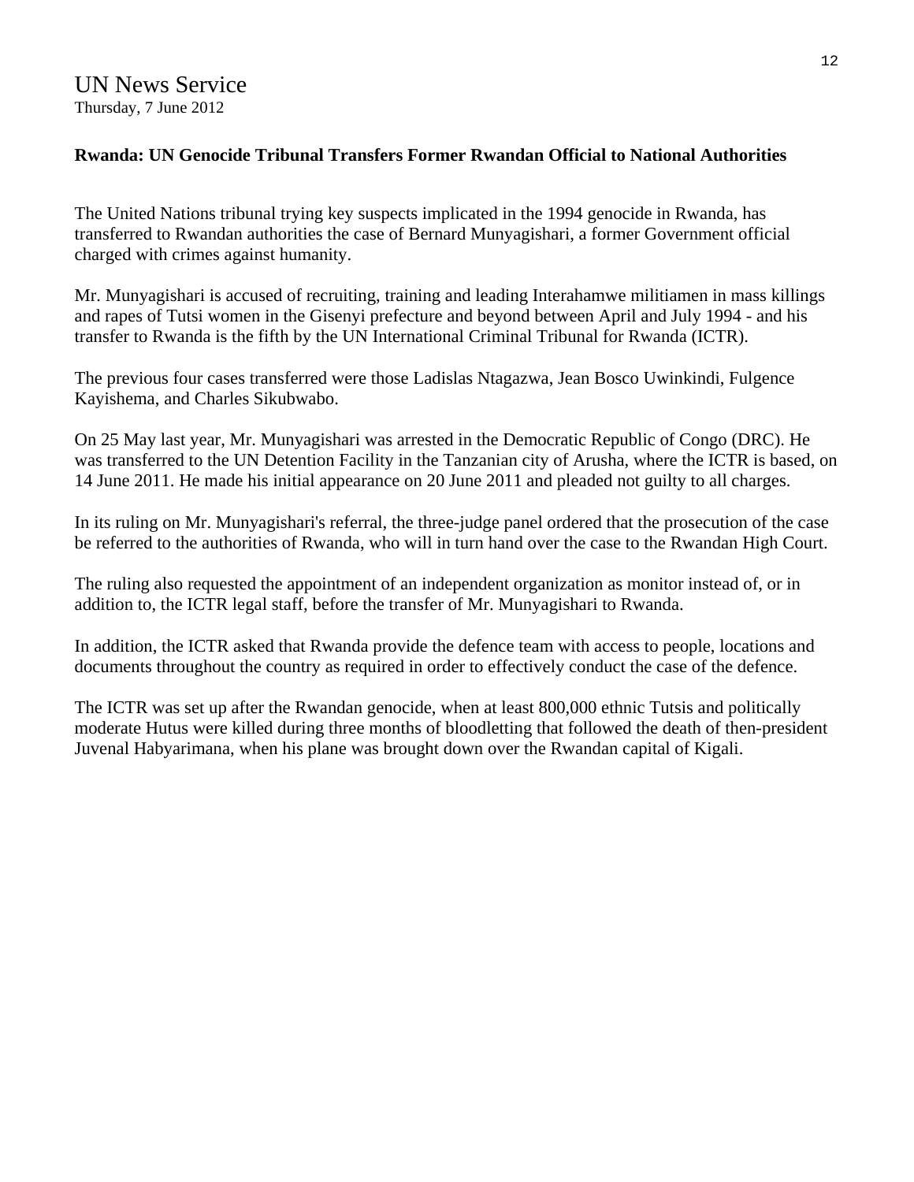UN News Service
Thursday, 7 June 2012

**Rwanda: UN Genocide Tribunal Transfers Former Rwandan Official to National Authorities**

The United Nations tribunal trying key suspects implicated in the 1994 genocide in Rwanda, has transferred to Rwandan authorities the case of Bernard Munyagishari, a former Government official charged with crimes against humanity.

Mr. Munyagishari is accused of recruiting, training and leading Interahamwe militiamen in mass killings and rapes of Tutsi women in the Gisenyi prefecture and beyond between April and July 1994 - and his transfer to Rwanda is the fifth by the UN International Criminal Tribunal for Rwanda (ICTR).

The previous four cases transferred were those Ladislas Ntagazwa, Jean Bosco Uwinkindi, Fulgence Kayishema, and Charles Sikubwabo.

On 25 May last year, Mr. Munyagishari was arrested in the Democratic Republic of Congo (DRC). He was transferred to the UN Detention Facility in the Tanzanian city of Arusha, where the ICTR is based, on 14 June 2011. He made his initial appearance on 20 June 2011 and pleaded not guilty to all charges.

In its ruling on Mr. Munyagishari's referral, the three-judge panel ordered that the prosecution of the case be referred to the authorities of Rwanda, who will in turn hand over the case to the Rwandan High Court.

The ruling also requested the appointment of an independent organization as monitor instead of, or in addition to, the ICTR legal staff, before the transfer of Mr. Munyagishari to Rwanda.

In addition, the ICTR asked that Rwanda provide the defence team with access to people, locations and documents throughout the country as required in order to effectively conduct the case of the defence.

The ICTR was set up after the Rwandan genocide, when at least 800,000 ethnic Tutsis and politically moderate Hutus were killed during three months of bloodletting that followed the death of then-president Juvenal Habyarimana, when his plane was brought down over the Rwandan capital of Kigali.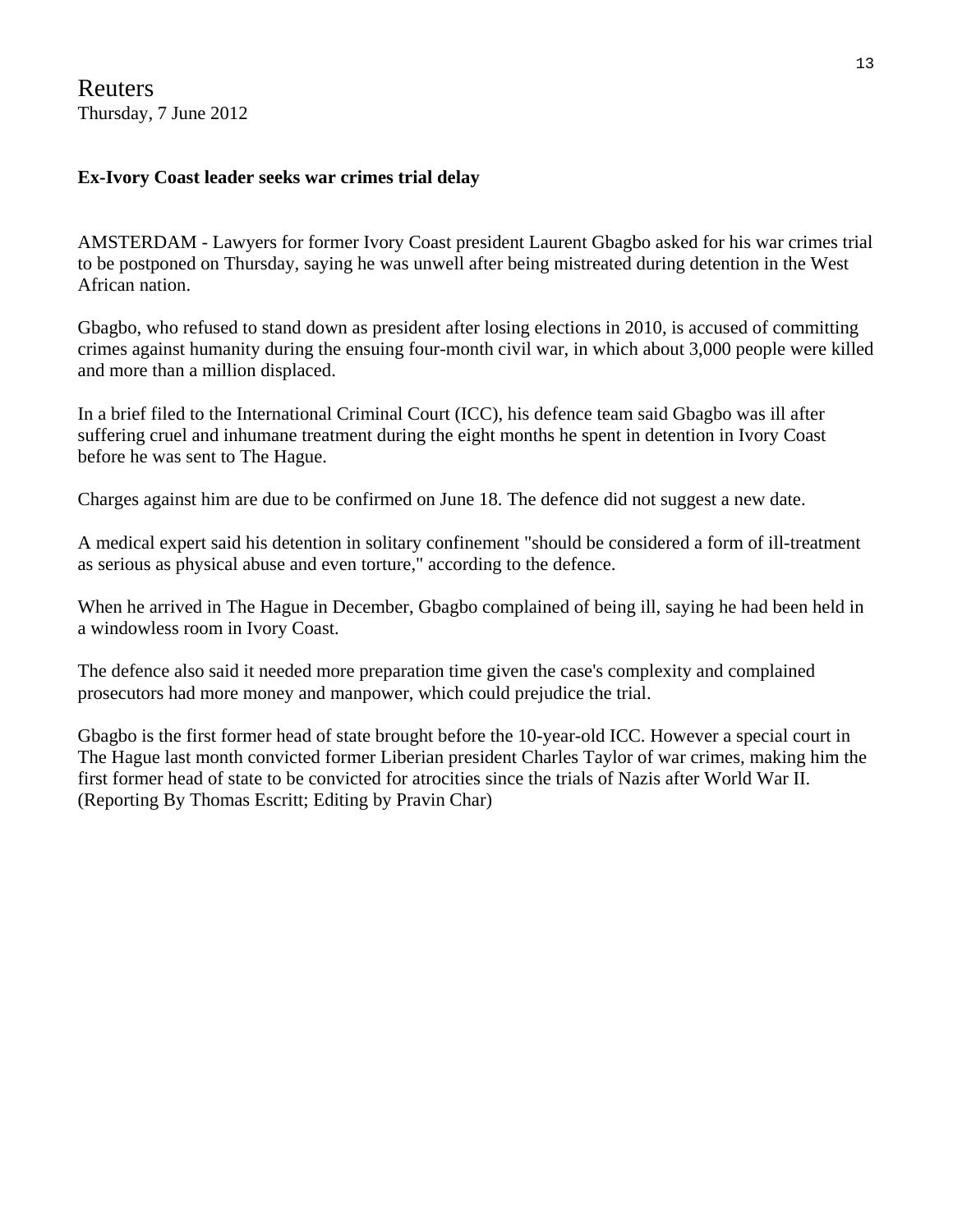Reuters
Thursday, 7 June 2012

**Ex-Ivory Coast leader seeks war crimes trial delay**

AMSTERDAM - Lawyers for former Ivory Coast president Laurent Gbagbo asked for his war crimes trial to be postponed on Thursday, saying he was unwell after being mistreated during detention in the West African nation.

Gbagbo, who refused to stand down as president after losing elections in 2010, is accused of committing crimes against humanity during the ensuing four-month civil war, in which about 3,000 people were killed and more than a million displaced.

In a brief filed to the International Criminal Court (ICC), his defence team said Gbagbo was ill after suffering cruel and inhumane treatment during the eight months he spent in detention in Ivory Coast before he was sent to The Hague.

Charges against him are due to be confirmed on June 18. The defence did not suggest a new date.

A medical expert said his detention in solitary confinement "should be considered a form of ill-treatment as serious as physical abuse and even torture," according to the defence.

When he arrived in The Hague in December, Gbagbo complained of being ill, saying he had been held in a windowless room in Ivory Coast.

The defence also said it needed more preparation time given the case's complexity and complained prosecutors had more money and manpower, which could prejudice the trial.

Gbagbo is the first former head of state brought before the 10-year-old ICC. However a special court in The Hague last month convicted former Liberian president Charles Taylor of war crimes, making him the first former head of state to be convicted for atrocities since the trials of Nazis after World War II.
(Reporting By Thomas Escritt; Editing by Pravin Char)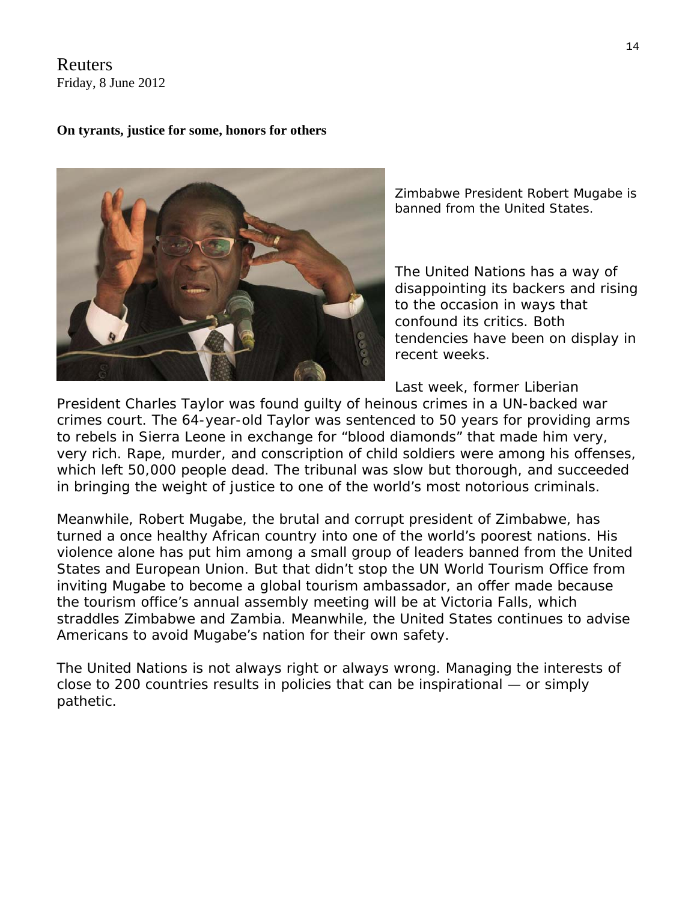Reuters
Friday, 8 June 2012

**On tyrants, justice for some, honors for others**

Zimbabwe President Robert Mugabe is banned from the United States.

The United Nations has a way of disappointing its backers and rising to the occasion in ways that confound its critics. Both tendencies have been on display in recent weeks.

Last week, former Liberian President Charles Taylor was found guilty of heinous crimes in a UN-backed war crimes court. The 64-year-old Taylor was sentenced to 50 years for providing arms to rebels in Sierra Leone in exchange for "blood diamonds" that made him very, very rich. Rape, murder, and conscription of child soldiers were among his offenses, which left 50,000 people dead. The tribunal was slow but thorough, and succeeded in bringing the weight of justice to one of the world's most notorious criminals.

Meanwhile, Robert Mugabe, the brutal and corrupt president of Zimbabwe, has turned a once healthy African country into one of the world's poorest nations. His violence alone has put him among a small group of leaders banned from the United States and European Union. But that didn't stop the UN World Tourism Office from inviting Mugabe to become a global tourism ambassador, an offer made because the tourism office's annual assembly meeting will be at Victoria Falls, which straddles Zimbabwe and Zambia. Meanwhile, the United States continues to advise Americans to avoid Mugabe's nation for their own safety.

The United Nations is not always right or always wrong. Managing the interests of close to 200 countries results in policies that can be inspirational — or simply pathetic.